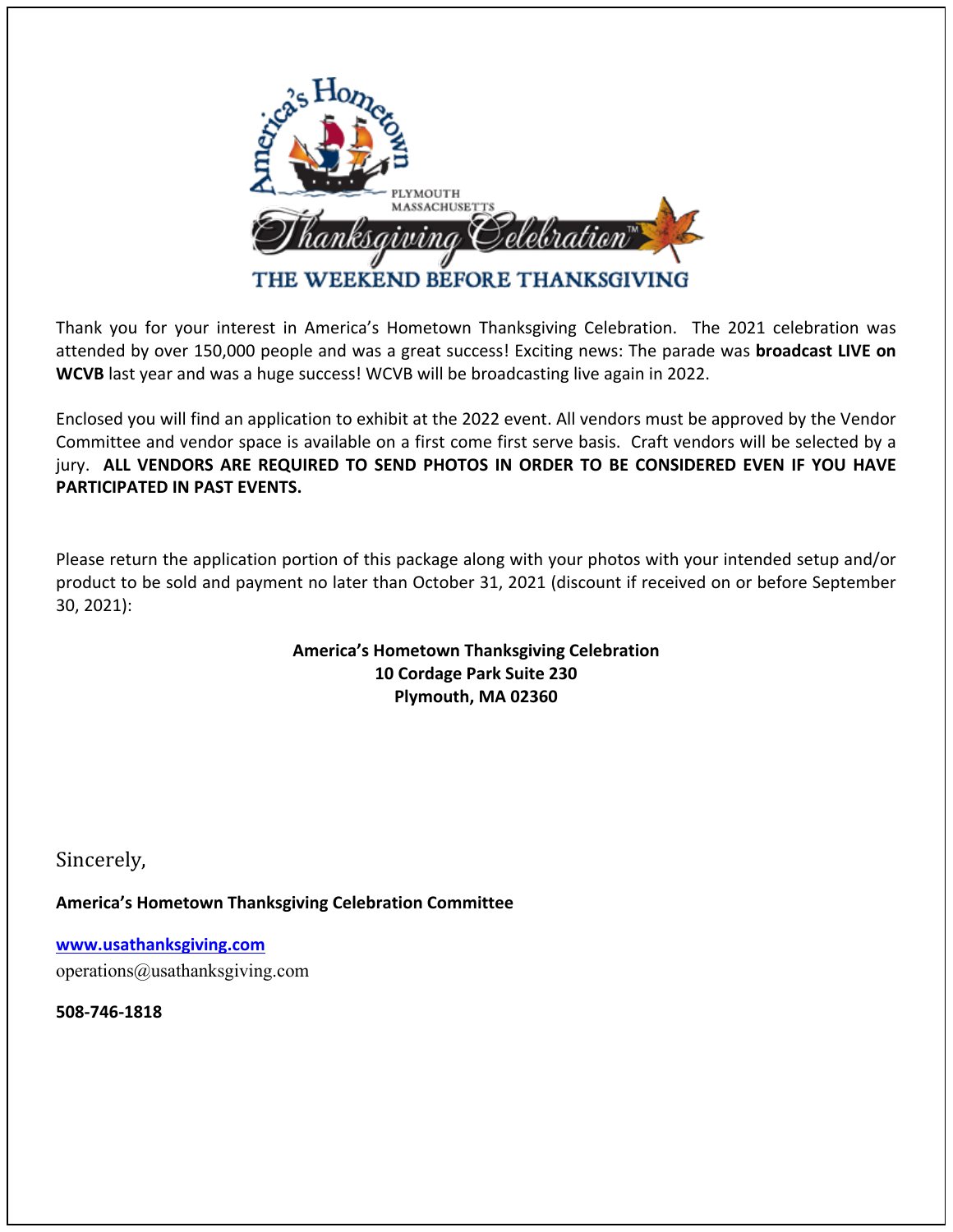Thank you for your interest in America's Hometown Thanksgiving Celebration. The 2021 celebration was attended by over 150,000 people and was a great success! Exciting news: The parade was **broadcast LIVE on WCVB** last year and was a huge success! WCVB will be broadcasting live again in 2022.

Enclosed you will find an application to exhibit at the 2022 event. All vendors must be approved by the Vendor Committee and vendor space is available on a first come first serve basis. Craft vendors will be selected by a jury. **ALL VENDORS ARE REQUIRED TO SEND PHOTOS IN ORDER TO BE CONSIDERED EVEN IF YOU HAVE PARTICIPATED IN PAST EVENTS.**

Please return the application portion of this package along with your photos with your intended setup and/or product to be sold and payment no later than October 31, 2021 (discount if received on or before September 30, 2021):

**America's Hometown Thanksgiving Celebration**
**10 Cordage Park Suite 230**
**Plymouth, MA 02360**

Sincerely,

**America's Hometown Thanksgiving Celebration Committee**

[www.usathanksgiving.com](http://www.usathanksgiving.com)
operations@usathanksgiving.com

**508-746-1818**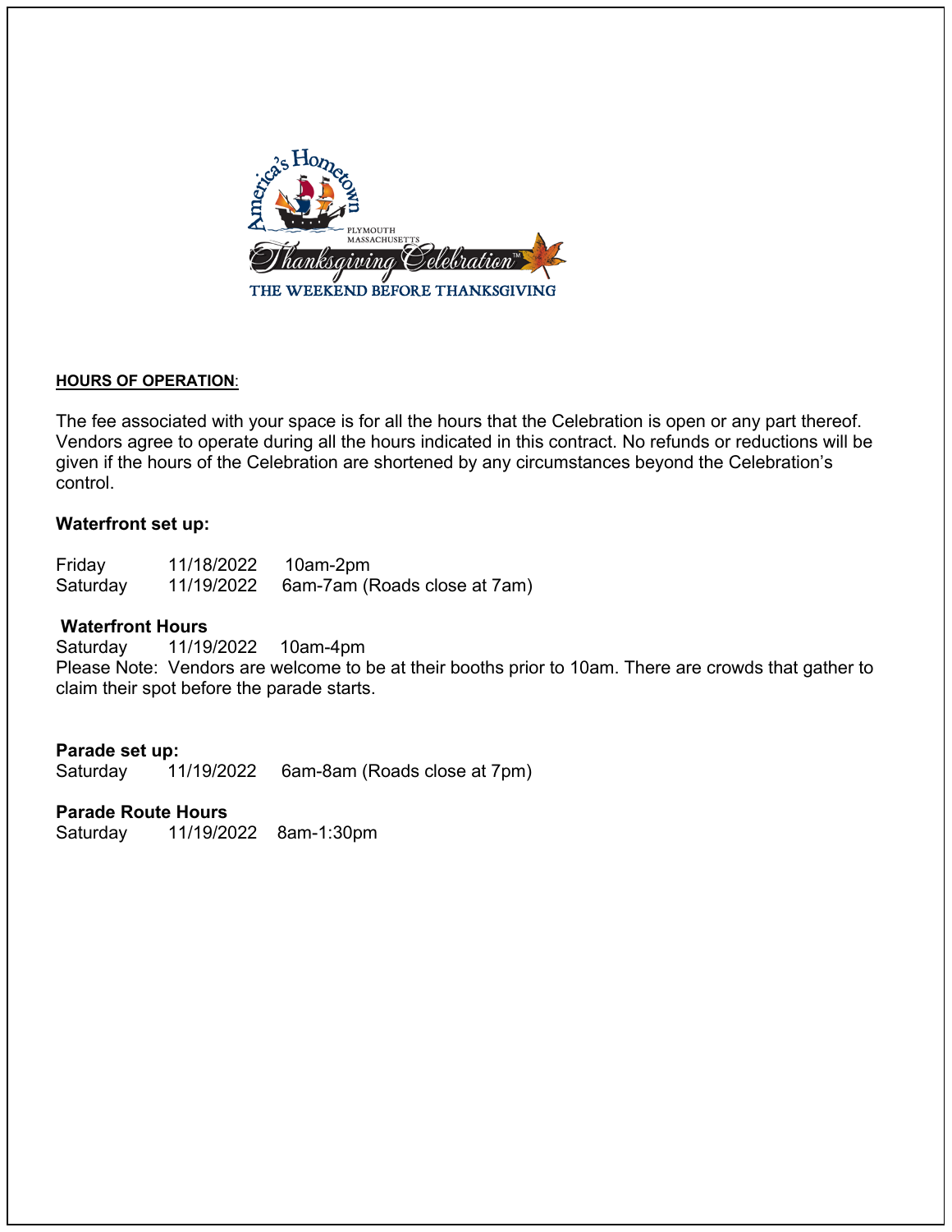## HOURS OF OPERATION:

The fee associated with your space is for all the hours that the Celebration is open or any part thereof. Vendors agree to operate during all the hours indicated in this contract. No refunds or reductions will be given if the hours of the Celebration are shortened by any circumstances beyond the Celebration's control.

**Waterfront set up:**

Friday 11/18/2022 10am-2pm
Saturday 11/19/2022 6am-7am (Roads close at 7am)

**Waterfront Hours**
Saturday 11/19/2022 10am-4pm
Please Note: Vendors are welcome to be at their booths prior to 10am. There are crowds that gather to claim their spot before the parade starts.

**Parade set up:**
Saturday 11/19/2022 6am-8am (Roads close at 7pm)

**Parade Route Hours**
Saturday 11/19/2022 8am-1:30pm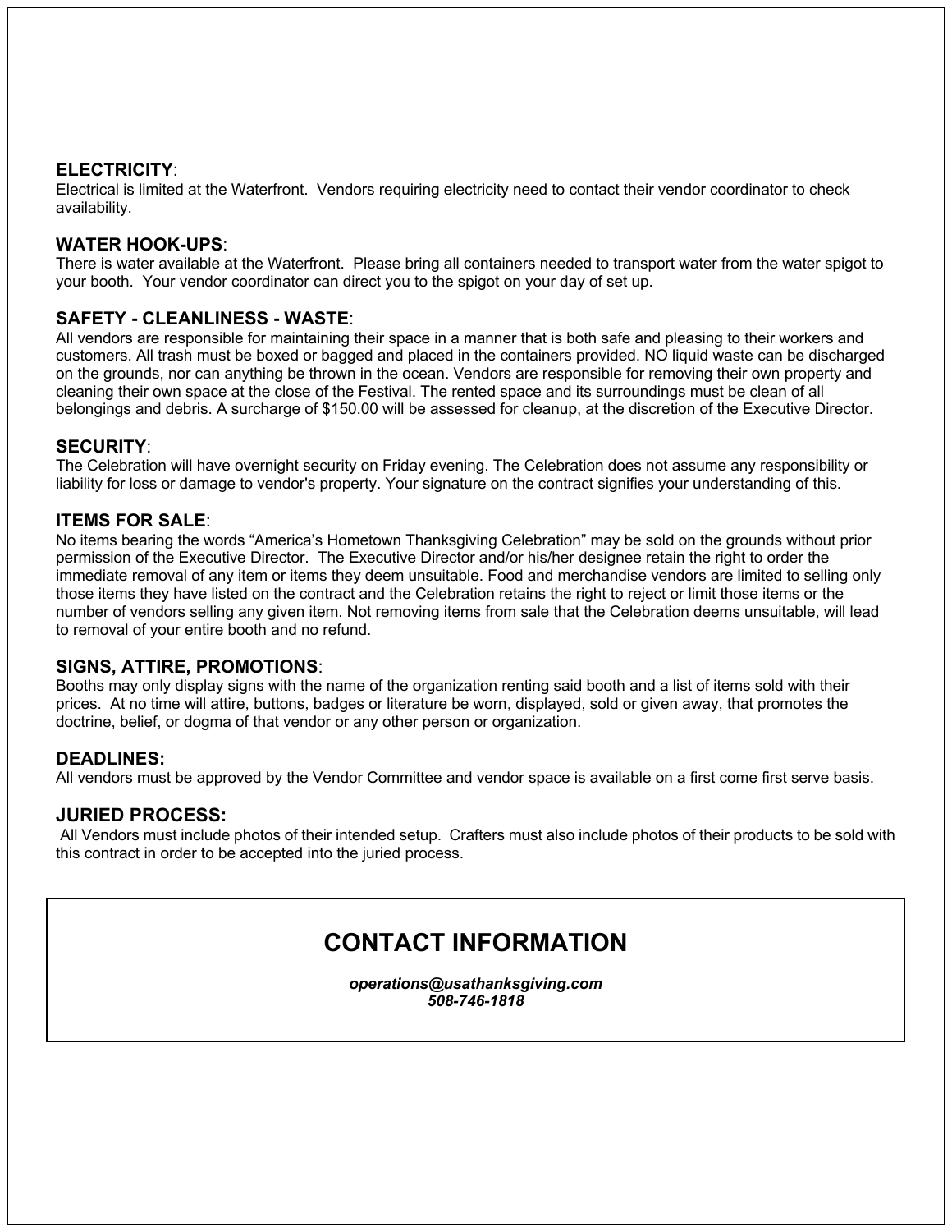**ELECTRICITY**:
Electrical is limited at the Waterfront. Vendors requiring electricity need to contact their vendor coordinator to check availability.

**WATER HOOK-UPS**:
There is water available at the Waterfront. Please bring all containers needed to transport water from the water spigot to your booth. Your vendor coordinator can direct you to the spigot on your day of set up.

**SAFETY - CLEANLINESS - WASTE**:
All vendors are responsible for maintaining their space in a manner that is both safe and pleasing to their workers and customers. All trash must be boxed or bagged and placed in the containers provided. NO liquid waste can be discharged on the grounds, nor can anything be thrown in the ocean. Vendors are responsible for removing their own property and cleaning their own space at the close of the Festival. The rented space and its surroundings must be clean of all belongings and debris. A surcharge of $150.00 will be assessed for cleanup, at the discretion of the Executive Director.

**SECURITY**:
The Celebration will have overnight security on Friday evening. The Celebration does not assume any responsibility or liability for loss or damage to vendor's property. Your signature on the contract signifies your understanding of this.

**ITEMS FOR SALE**:
No items bearing the words "America's Hometown Thanksgiving Celebration" may be sold on the grounds without prior permission of the Executive Director. The Executive Director and/or his/her designee retain the right to order the immediate removal of any item or items they deem unsuitable. Food and merchandise vendors are limited to selling only those items they have listed on the contract and the Celebration retains the right to reject or limit those items or the number of vendors selling any given item. Not removing items from sale that the Celebration deems unsuitable, will lead to removal of your entire booth and no refund.

**SIGNS, ATTIRE, PROMOTIONS**:
Booths may only display signs with the name of the organization renting said booth and a list of items sold with their prices. At no time will attire, buttons, badges or literature be worn, displayed, sold or given away, that promotes the doctrine, belief, or dogma of that vendor or any other person or organization.

**DEADLINES:**
All vendors must be approved by the Vendor Committee and vendor space is available on a first come first serve basis.

**JURIED PROCESS:**
All Vendors must include photos of their intended setup. Crafters must also include photos of their products to be sold with this contract in order to be accepted into the juried process.

## CONTACT INFORMATION

***operations@usathanksgiving.com***
***508-746-1818***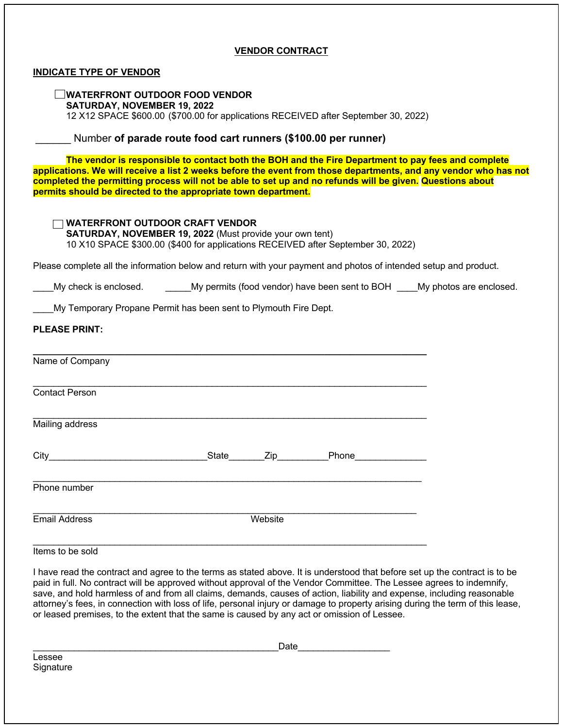## VENDOR CONTRACT

**INDICATE TYPE OF VENDOR**

☐ **WATERFRONT OUTDOOR FOOD VENDOR**
**SATURDAY, NOVEMBER 19, 2022**
12 X12 SPACE $600.00 ($700.00 for applications RECEIVED after September 30, 2022)

______ Number **of parade route food cart runners ($100.00 per runner)**

**The vendor is responsible to contact both the BOH and the Fire Department to pay fees and complete applications. We will receive a list 2 weeks before the event from those departments, and any vendor who has not completed the permitting process will not be able to set up and no refunds will be given. Questions about permits should be directed to the appropriate town department.**

☐ **WATERFRONT OUTDOOR CRAFT VENDOR**
**SATURDAY, NOVEMBER 19, 2022** (Must provide your own tent)
10 X10 SPACE $300.00 ($400 for applications RECEIVED after September 30, 2022)

Please complete all the information below and return with your payment and photos of intended setup and product.

____My check is enclosed. _____My permits (food vendor) have been sent to BOH ____My photos are enclosed.

____My Temporary Propane Permit has been sent to Plymouth Fire Dept.

**PLEASE PRINT:**

___________________________________________________________________________
Name of Company

___________________________________________________________________________
Contact Person

___________________________________________________________________________
Mailing address

City______________________________State_______Zip_________Phone_____________

___________________________________________________________________________
Phone number

___________________________________________________________________________
Email Address Website

___________________________________________________________________________
Items to be sold

I have read the contract and agree to the terms as stated above. It is understood that before set up the contract is to be paid in full. No contract will be approved without approval of the Vendor Committee. The Lessee agrees to indemnify, save, and hold harmless of and from all claims, demands, causes of action, liability and expense, including reasonable attorney's fees, in connection with loss of life, personal injury or damage to property arising during the term of this lease, or leased premises, to the extent that the same is caused by any act or omission of Lessee.

_______________________________________________Date_________________
Lessee
Signature